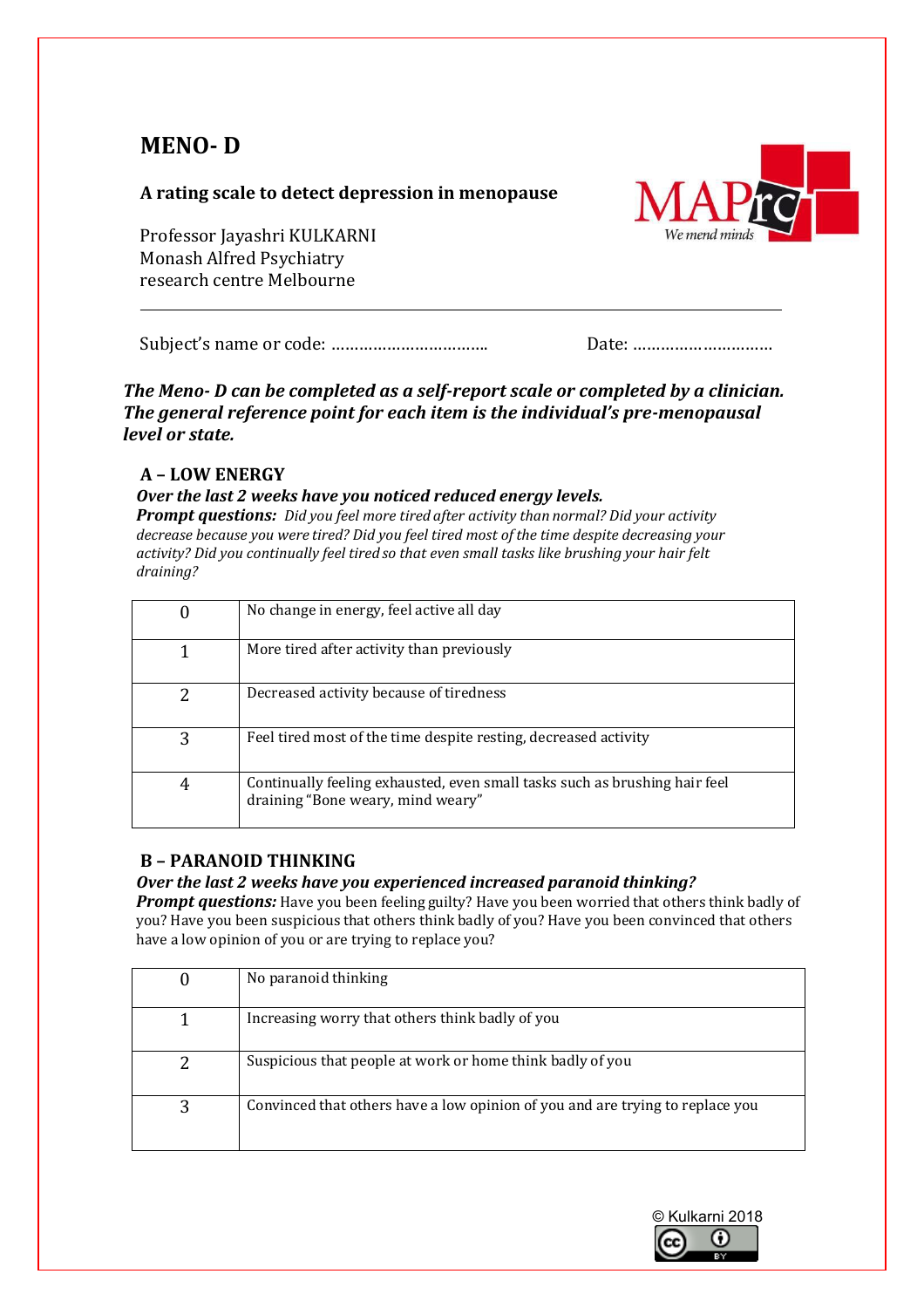# MENO- D

**A rating scale to detect depression in menopause**

Professor Jayashri KULKARNI
Monash Alfred Psychiatry
research centre Melbourne

---

Subject's name or code: ……………………………..          Date: …………………………

***The Meno- D can be completed as a self-report scale or completed by a clinician. The general reference point for each item is the individual's pre-menopausal level or state.***

## A – LOW ENERGY

***Over the last 2 weeks have you noticed reduced energy levels.***
***Prompt questions:*** *Did you feel more tired after activity than normal? Did your activity decrease because you were tired? Did you feel tired most of the time despite decreasing your activity? Did you continually feel tired so that even small tasks like brushing your hair felt draining?*

| | |
|---|---|
| 0 | No change in energy, feel active all day |
| 1 | More tired after activity than previously |
| 2 | Decreased activity because of tiredness |
| 3 | Feel tired most of the time despite resting, decreased activity |
| 4 | Continually feeling exhausted, even small tasks such as brushing hair feel draining "Bone weary, mind weary" |

## B – PARANOID THINKING

***Over the last 2 weeks have you experienced increased paranoid thinking?***
***Prompt questions:*** Have you been feeling guilty? Have you been worried that others think badly of you? Have you been suspicious that others think badly of you? Have you been convinced that others have a low opinion of you or are trying to replace you?

| | |
|---|---|
| 0 | No paranoid thinking |
| 1 | Increasing worry that others think badly of you |
| 2 | Suspicious that people at work or home think badly of you |
| 3 | Convinced that others have a low opinion of you and are trying to replace you |

© Kulkarni 2018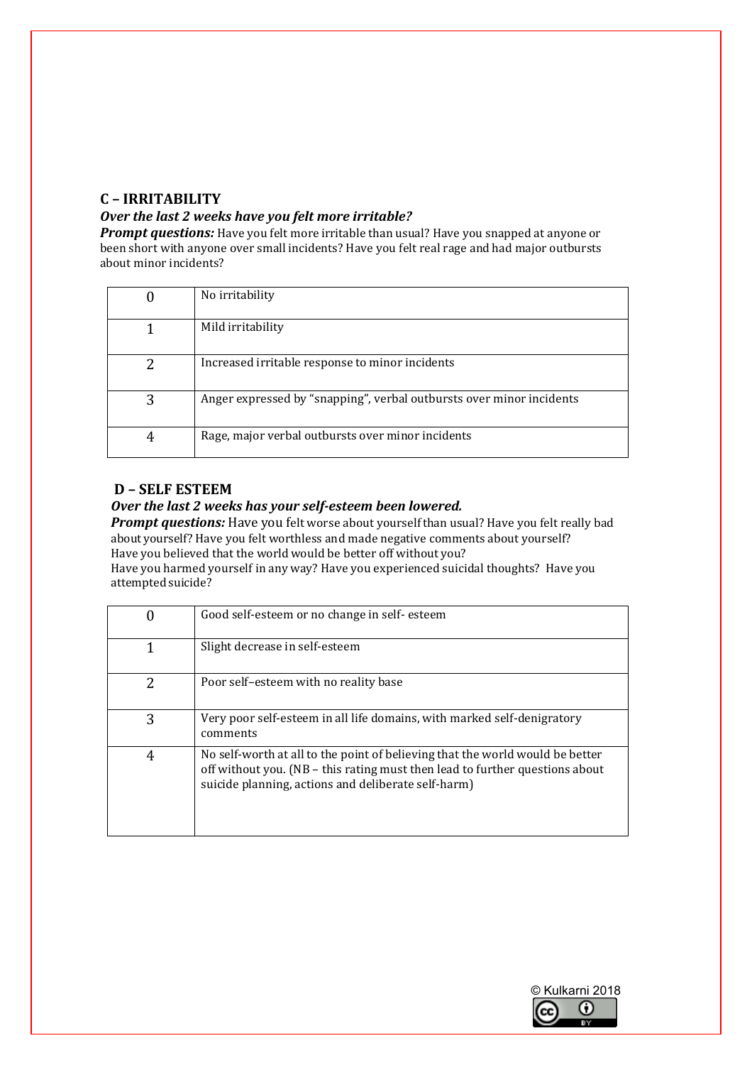## C – IRRITABILITY

***Over the last 2 weeks have you felt more irritable?***

***Prompt questions:*** Have you felt more irritable than usual? Have you snapped at anyone or been short with anyone over small incidents? Have you felt real rage and had major outbursts about minor incidents?

| | |
|---|---|
| 0 | No irritability |
| 1 | Mild irritability |
| 2 | Increased irritable response to minor incidents |
| 3 | Anger expressed by "snapping", verbal outbursts over minor incidents |
| 4 | Rage, major verbal outbursts over minor incidents |

## D – SELF ESTEEM

***Over the last 2 weeks has your self-esteem been lowered.***

***Prompt questions:*** Have you felt worse about yourself than usual? Have you felt really bad about yourself? Have you felt worthless and made negative comments about yourself? Have you believed that the world would be better off without you? Have you harmed yourself in any way? Have you experienced suicidal thoughts? Have you attempted suicide?

| | |
|---|---|
| 0 | Good self-esteem or no change in self- esteem |
| 1 | Slight decrease in self-esteem |
| 2 | Poor self–esteem with no reality base |
| 3 | Very poor self-esteem in all life domains, with marked self-denigratory comments |
| 4 | No self-worth at all to the point of believing that the world would be better off without you. (NB – this rating must then lead to further questions about suicide planning, actions and deliberate self-harm) |

© Kulkarni 2018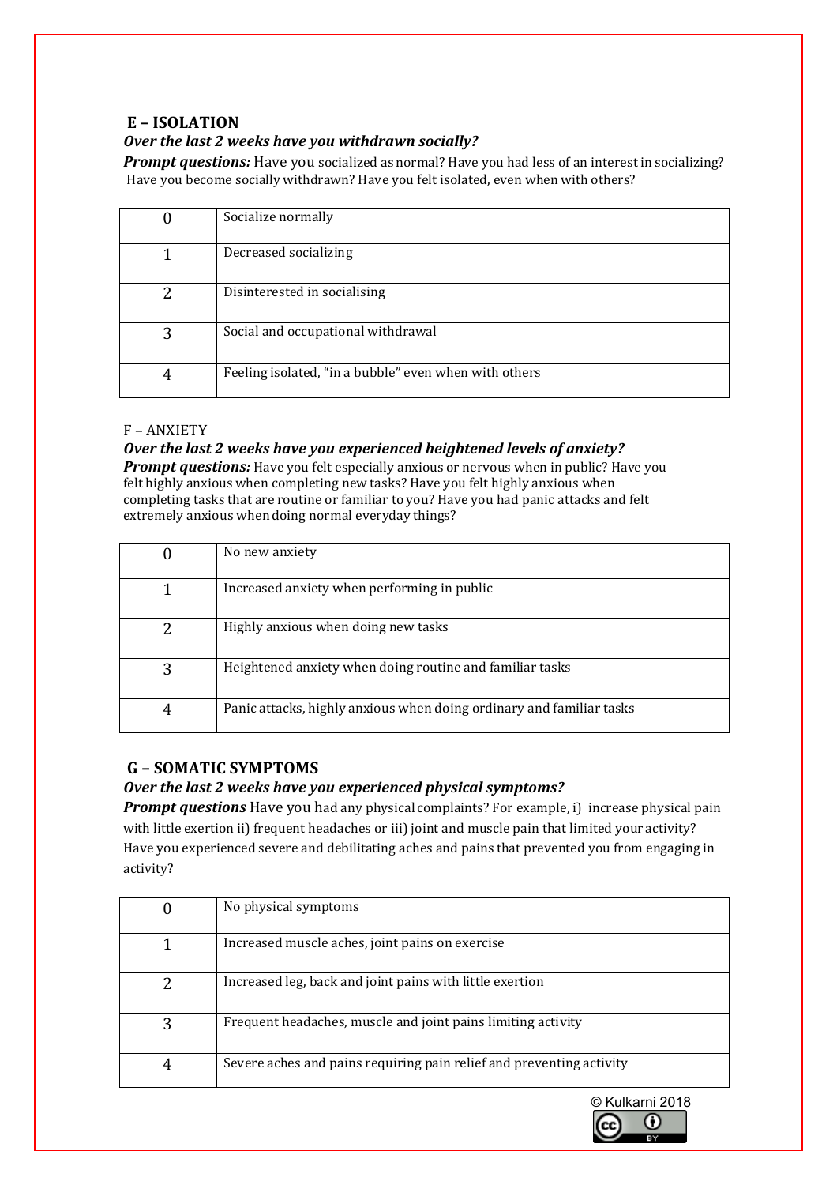## E – ISOLATION

***Over the last 2 weeks have you withdrawn socially?***

***Prompt questions:*** Have you socialized as normal? Have you had less of an interest in socializing? Have you become socially withdrawn? Have you felt isolated, even when with others?

| | |
|---|---|
| 0 | Socialize normally |
| 1 | Decreased socializing |
| 2 | Disinterested in socialising |
| 3 | Social and occupational withdrawal |
| 4 | Feeling isolated, "in a bubble" even when with others |

## F – ANXIETY

***Over the last 2 weeks have you experienced heightened levels of anxiety?***

***Prompt questions:*** Have you felt especially anxious or nervous when in public? Have you felt highly anxious when completing new tasks? Have you felt highly anxious when completing tasks that are routine or familiar to you? Have you had panic attacks and felt extremely anxious when doing normal everyday things?

| | |
|---|---|
| 0 | No new anxiety |
| 1 | Increased anxiety when performing in public |
| 2 | Highly anxious when doing new tasks |
| 3 | Heightened anxiety when doing routine and familiar tasks |
| 4 | Panic attacks, highly anxious when doing ordinary and familiar tasks |

## G – SOMATIC SYMPTOMS

***Over the last 2 weeks have you experienced physical symptoms?***

***Prompt questions*** Have you had any physical complaints? For example, i) increase physical pain with little exertion ii) frequent headaches or iii) joint and muscle pain that limited your activity? Have you experienced severe and debilitating aches and pains that prevented you from engaging in activity?

| | |
|---|---|
| 0 | No physical symptoms |
| 1 | Increased muscle aches, joint pains on exercise |
| 2 | Increased leg, back and joint pains with little exertion |
| 3 | Frequent headaches, muscle and joint pains limiting activity |
| 4 | Severe aches and pains requiring pain relief and preventing activity |

© Kulkarni 2018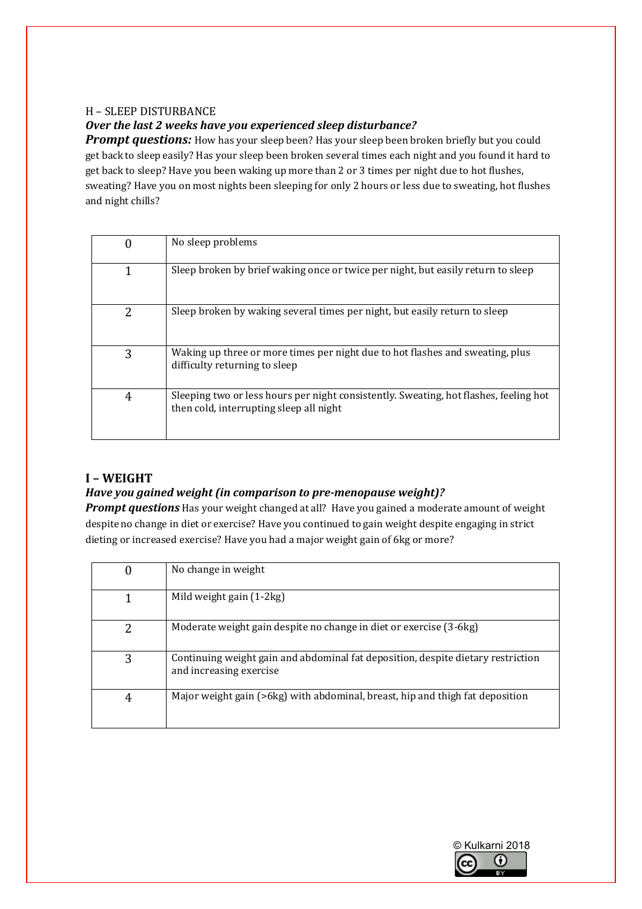## H – SLEEP DISTURBANCE

***Over the last 2 weeks have you experienced sleep disturbance?***

***Prompt questions:*** How has your sleep been? Has your sleep been broken briefly but you could get back to sleep easily? Has your sleep been broken several times each night and you found it hard to get back to sleep? Have you been waking up more than 2 or 3 times per night due to hot flushes, sweating? Have you on most nights been sleeping for only 2 hours or less due to sweating, hot flushes and night chills?

| | |
|---|---|
| 0 | No sleep problems |
| 1 | Sleep broken by brief waking once or twice per night, but easily return to sleep |
| 2 | Sleep broken by waking several times per night, but easily return to sleep |
| 3 | Waking up three or more times per night due to hot flashes and sweating, plus difficulty returning to sleep |
| 4 | Sleeping two or less hours per night consistently. Sweating, hot flashes, feeling hot then cold, interrupting sleep all night |

## I – WEIGHT

***Have you gained weight (in comparison to pre-menopause weight)?***

***Prompt questions*** Has your weight changed at all? Have you gained a moderate amount of weight despite no change in diet or exercise? Have you continued to gain weight despite engaging in strict dieting or increased exercise? Have you had a major weight gain of 6kg or more?

| | |
|---|---|
| 0 | No change in weight |
| 1 | Mild weight gain (1-2kg) |
| 2 | Moderate weight gain despite no change in diet or exercise (3-6kg) |
| 3 | Continuing weight gain and abdominal fat deposition, despite dietary restriction and increasing exercise |
| 4 | Major weight gain (>6kg) with abdominal, breast, hip and thigh fat deposition |

© Kulkarni 2018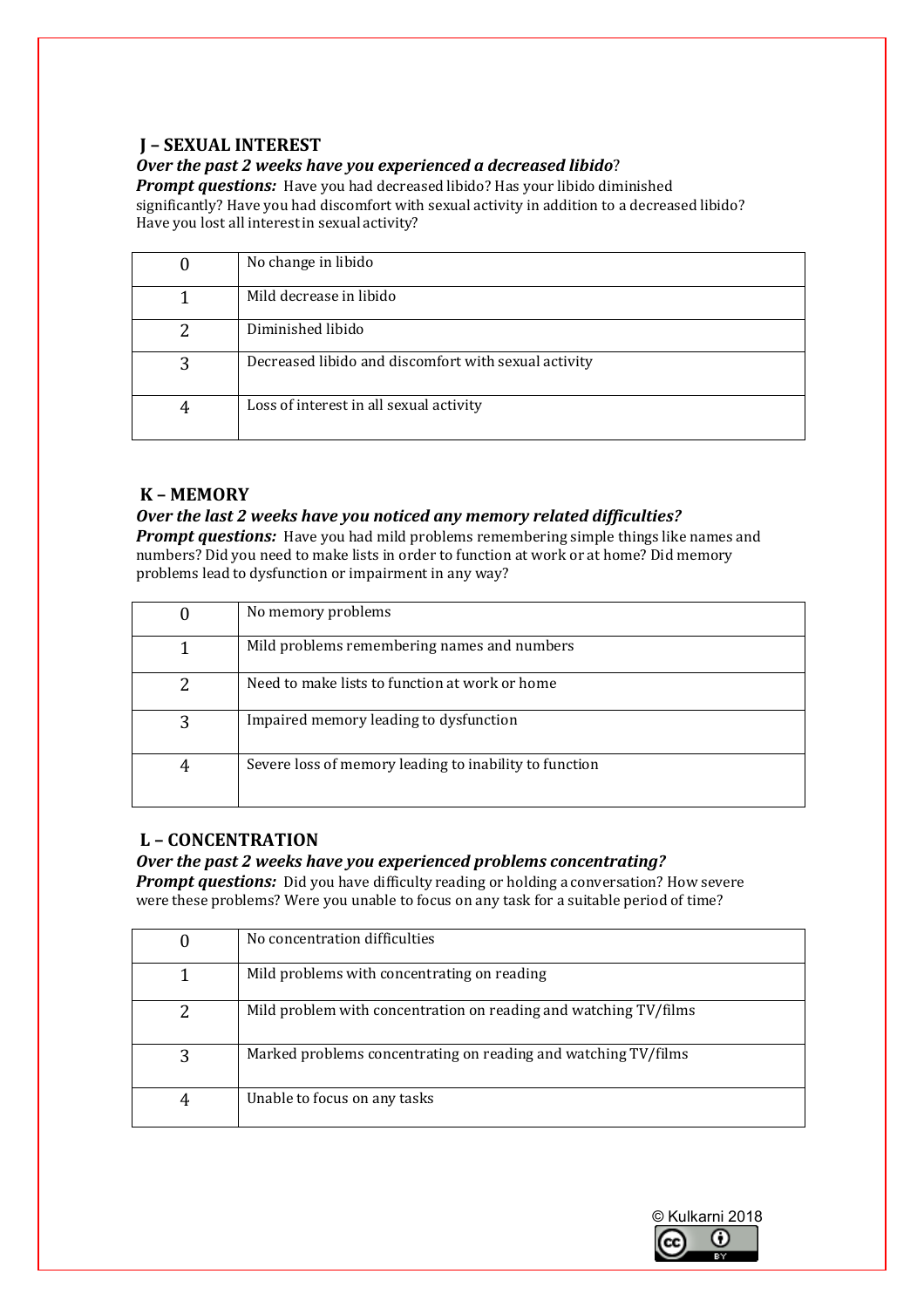## J – SEXUAL INTEREST

***Over the past 2 weeks have you experienced a decreased libido*?**

***Prompt questions:*** Have you had decreased libido? Has your libido diminished significantly? Have you had discomfort with sexual activity in addition to a decreased libido? Have you lost all interest in sexual activity?

| | |
|---|---|
| 0 | No change in libido |
| 1 | Mild decrease in libido |
| 2 | Diminished libido |
| 3 | Decreased libido and discomfort with sexual activity |
| 4 | Loss of interest in all sexual activity |

## K – MEMORY

***Over the last 2 weeks have you noticed any memory related difficulties?***

***Prompt questions:*** Have you had mild problems remembering simple things like names and numbers? Did you need to make lists in order to function at work or at home? Did memory problems lead to dysfunction or impairment in any way?

| | |
|---|---|
| 0 | No memory problems |
| 1 | Mild problems remembering names and numbers |
| 2 | Need to make lists to function at work or home |
| 3 | Impaired memory leading to dysfunction |
| 4 | Severe loss of memory leading to inability to function |

## L – CONCENTRATION

***Over the past 2 weeks have you experienced problems concentrating?***

***Prompt questions:*** Did you have difficulty reading or holding a conversation? How severe were these problems? Were you unable to focus on any task for a suitable period of time?

| | |
|---|---|
| 0 | No concentration difficulties |
| 1 | Mild problems with concentrating on reading |
| 2 | Mild problem with concentration on reading and watching TV/films |
| 3 | Marked problems concentrating on reading and watching TV/films |
| 4 | Unable to focus on any tasks |

© Kulkarni 2018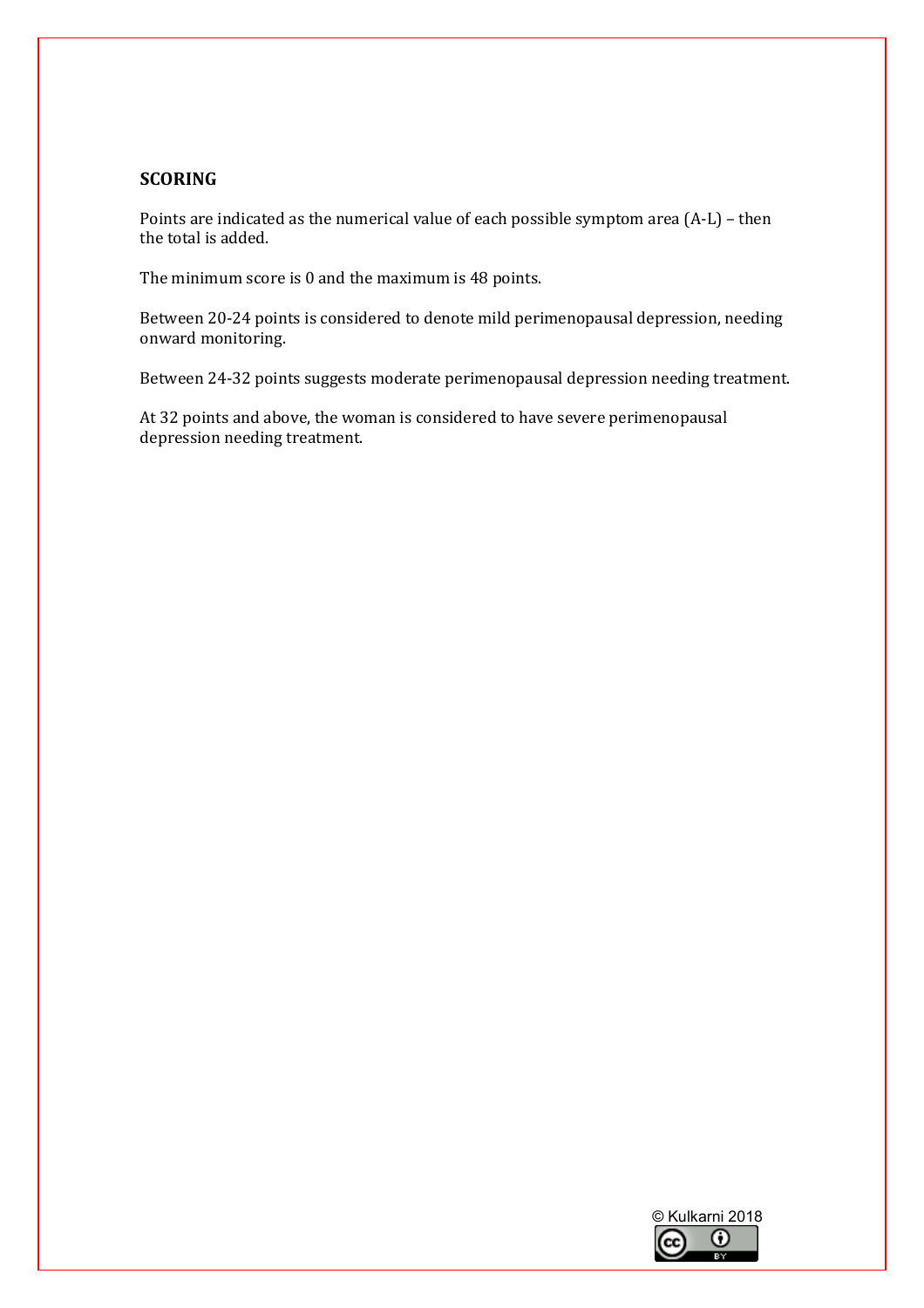**SCORING**

Points are indicated as the numerical value of each possible symptom area (A-L) – then the total is added.

The minimum score is 0 and the maximum is 48 points.

Between 20-24 points is considered to denote mild perimenopausal depression, needing onward monitoring.

Between 24-32 points suggests moderate perimenopausal depression needing treatment.

At 32 points and above, the woman is considered to have severe perimenopausal depression needing treatment.

© Kulkarni 2018